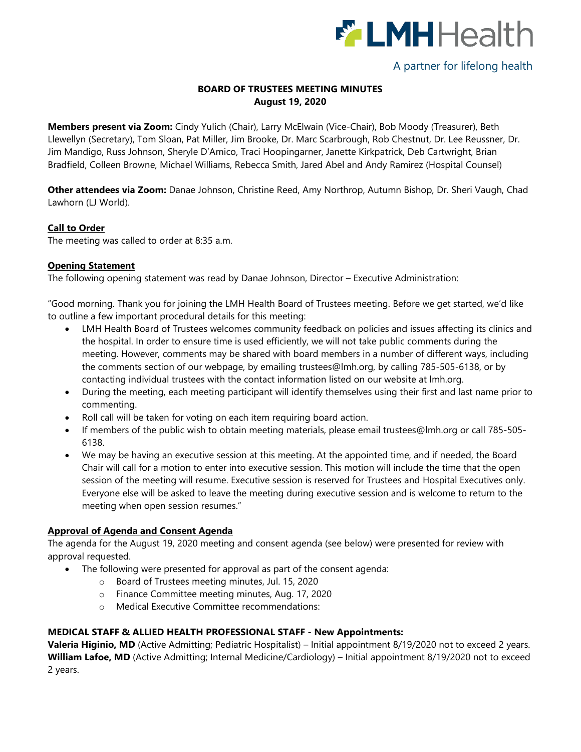LMHHealth

A partner for lifelong health

# BOARD OF TRUSTEES MEETING MINUTES
## August 19, 2020

**Members present via Zoom:** Cindy Yulich (Chair), Larry McElwain (Vice-Chair), Bob Moody (Treasurer), Beth Llewellyn (Secretary), Tom Sloan, Pat Miller, Jim Brooke, Dr. Marc Scarbrough, Rob Chestnut, Dr. Lee Reussner, Dr. Jim Mandigo, Russ Johnson, Sheryle D'Amico, Traci Hoopingarner, Janette Kirkpatrick, Deb Cartwright, Brian Bradfield, Colleen Browne, Michael Williams, Rebecca Smith, Jared Abel and Andy Ramirez (Hospital Counsel)

**Other attendees via Zoom:** Danae Johnson, Christine Reed, Amy Northrop, Autumn Bishop, Dr. Sheri Vaugh, Chad Lawhorn (LJ World).

### Call to Order

The meeting was called to order at 8:35 a.m.

### Opening Statement

The following opening statement was read by Danae Johnson, Director – Executive Administration:

"Good morning. Thank you for joining the LMH Health Board of Trustees meeting. Before we get started, we'd like to outline a few important procedural details for this meeting:

- LMH Health Board of Trustees welcomes community feedback on policies and issues affecting its clinics and the hospital. In order to ensure time is used efficiently, we will not take public comments during the meeting. However, comments may be shared with board members in a number of different ways, including the comments section of our webpage, by emailing trustees@lmh.org, by calling 785-505-6138, or by contacting individual trustees with the contact information listed on our website at lmh.org.
- During the meeting, each meeting participant will identify themselves using their first and last name prior to commenting.
- Roll call will be taken for voting on each item requiring board action.
- If members of the public wish to obtain meeting materials, please email trustees@lmh.org or call 785-505-6138.
- We may be having an executive session at this meeting. At the appointed time, and if needed, the Board Chair will call for a motion to enter into executive session. This motion will include the time that the open session of the meeting will resume. Executive session is reserved for Trustees and Hospital Executives only. Everyone else will be asked to leave the meeting during executive session and is welcome to return to the meeting when open session resumes."

### Approval of Agenda and Consent Agenda

The agenda for the August 19, 2020 meeting and consent agenda (see below) were presented for review with approval requested.

- The following were presented for approval as part of the consent agenda:
  - Board of Trustees meeting minutes, Jul. 15, 2020
  - Finance Committee meeting minutes, Aug. 17, 2020
  - Medical Executive Committee recommendations:

**MEDICAL STAFF & ALLIED HEALTH PROFESSIONAL STAFF - New Appointments:**

**Valeria Higinio, MD** (Active Admitting; Pediatric Hospitalist) – Initial appointment 8/19/2020 not to exceed 2 years.
**William Lafoe, MD** (Active Admitting; Internal Medicine/Cardiology) – Initial appointment 8/19/2020 not to exceed 2 years.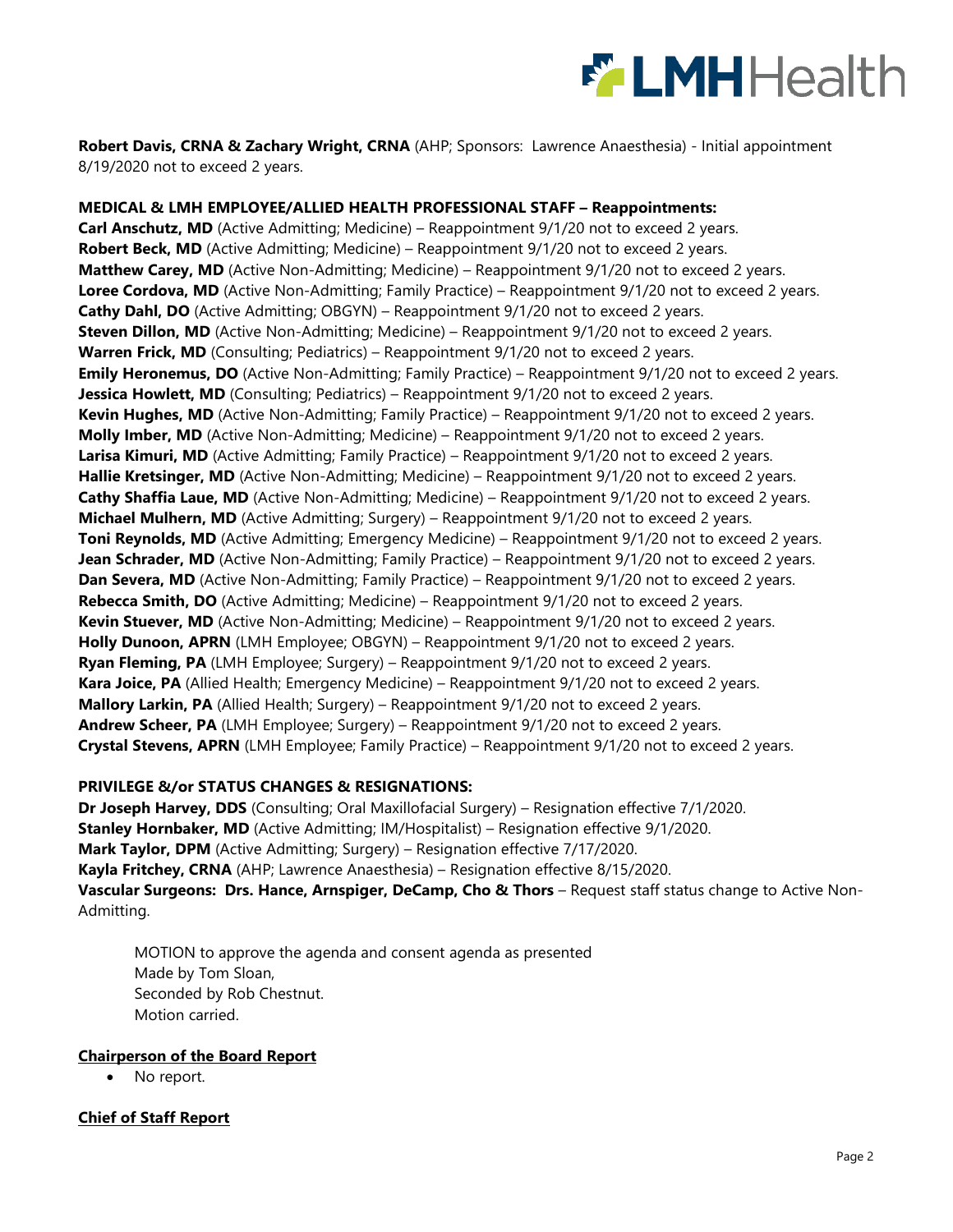**Robert Davis, CRNA & Zachary Wright, CRNA** (AHP; Sponsors: Lawrence Anaesthesia) - Initial appointment 8/19/2020 not to exceed 2 years.

**MEDICAL & LMH EMPLOYEE/ALLIED HEALTH PROFESSIONAL STAFF – Reappointments:**
**Carl Anschutz, MD** (Active Admitting; Medicine) – Reappointment 9/1/20 not to exceed 2 years.
**Robert Beck, MD** (Active Admitting; Medicine) – Reappointment 9/1/20 not to exceed 2 years.
**Matthew Carey, MD** (Active Non-Admitting; Medicine) – Reappointment 9/1/20 not to exceed 2 years.
**Loree Cordova, MD** (Active Non-Admitting; Family Practice) – Reappointment 9/1/20 not to exceed 2 years.
**Cathy Dahl, DO** (Active Admitting; OBGYN) – Reappointment 9/1/20 not to exceed 2 years.
**Steven Dillon, MD** (Active Non-Admitting; Medicine) – Reappointment 9/1/20 not to exceed 2 years.
**Warren Frick, MD** (Consulting; Pediatrics) – Reappointment 9/1/20 not to exceed 2 years.
**Emily Heronemus, DO** (Active Non-Admitting; Family Practice) – Reappointment 9/1/20 not to exceed 2 years.
**Jessica Howlett, MD** (Consulting; Pediatrics) – Reappointment 9/1/20 not to exceed 2 years.
**Kevin Hughes, MD** (Active Non-Admitting; Family Practice) – Reappointment 9/1/20 not to exceed 2 years.
**Molly Imber, MD** (Active Non-Admitting; Medicine) – Reappointment 9/1/20 not to exceed 2 years.
**Larisa Kimuri, MD** (Active Admitting; Family Practice) – Reappointment 9/1/20 not to exceed 2 years.
**Hallie Kretsinger, MD** (Active Non-Admitting; Medicine) – Reappointment 9/1/20 not to exceed 2 years.
**Cathy Shaffia Laue, MD** (Active Non-Admitting; Medicine) – Reappointment 9/1/20 not to exceed 2 years.
**Michael Mulhern, MD** (Active Admitting; Surgery) – Reappointment 9/1/20 not to exceed 2 years.
**Toni Reynolds, MD** (Active Admitting; Emergency Medicine) – Reappointment 9/1/20 not to exceed 2 years.
**Jean Schrader, MD** (Active Non-Admitting; Family Practice) – Reappointment 9/1/20 not to exceed 2 years.
**Dan Severa, MD** (Active Non-Admitting; Family Practice) – Reappointment 9/1/20 not to exceed 2 years.
**Rebecca Smith, DO** (Active Admitting; Medicine) – Reappointment 9/1/20 not to exceed 2 years.
**Kevin Stuever, MD** (Active Non-Admitting; Medicine) – Reappointment 9/1/20 not to exceed 2 years.
**Holly Dunoon, APRN** (LMH Employee; OBGYN) – Reappointment 9/1/20 not to exceed 2 years.
**Ryan Fleming, PA** (LMH Employee; Surgery) – Reappointment 9/1/20 not to exceed 2 years.
**Kara Joice, PA** (Allied Health; Emergency Medicine) – Reappointment 9/1/20 not to exceed 2 years.
**Mallory Larkin, PA** (Allied Health; Surgery) – Reappointment 9/1/20 not to exceed 2 years.
**Andrew Scheer, PA** (LMH Employee; Surgery) – Reappointment 9/1/20 not to exceed 2 years.
**Crystal Stevens, APRN** (LMH Employee; Family Practice) – Reappointment 9/1/20 not to exceed 2 years.

**PRIVILEGE &/or STATUS CHANGES & RESIGNATIONS:**
**Dr Joseph Harvey, DDS** (Consulting; Oral Maxillofacial Surgery) – Resignation effective 7/1/2020.
**Stanley Hornbaker, MD** (Active Admitting; IM/Hospitalist) – Resignation effective 9/1/2020.
**Mark Taylor, DPM** (Active Admitting; Surgery) – Resignation effective 7/17/2020.
**Kayla Fritchey, CRNA** (AHP; Lawrence Anaesthesia) – Resignation effective 8/15/2020.
**Vascular Surgeons: Drs. Hance, Arnspiger, DeCamp, Cho & Thors** – Request staff status change to Active Non-Admitting.

MOTION to approve the agenda and consent agenda as presented
Made by Tom Sloan,
Seconded by Rob Chestnut.
Motion carried.

## Chairperson of the Board Report

- No report.

## Chief of Staff Report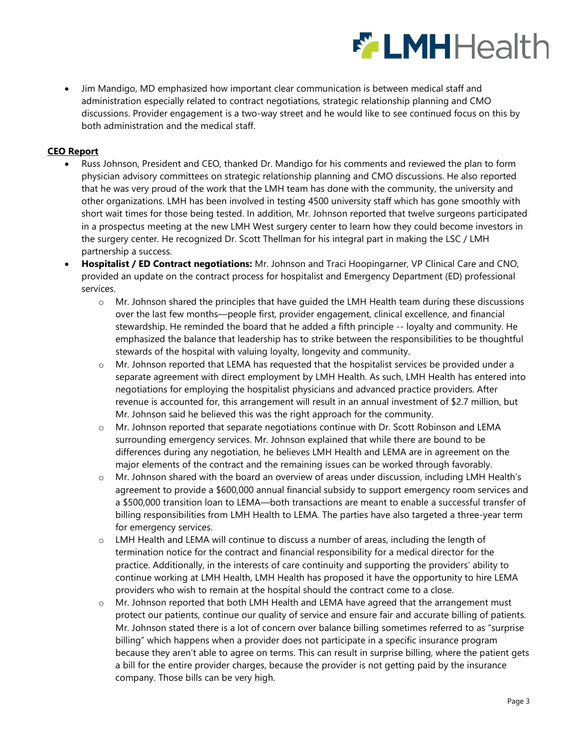- Jim Mandigo, MD emphasized how important clear communication is between medical staff and administration especially related to contract negotiations, strategic relationship planning and CMO discussions. Provider engagement is a two-way street and he would like to see continued focus on this by both administration and the medical staff.

**CEO Report**

- Russ Johnson, President and CEO, thanked Dr. Mandigo for his comments and reviewed the plan to form physician advisory committees on strategic relationship planning and CMO discussions. He also reported that he was very proud of the work that the LMH team has done with the community, the university and other organizations. LMH has been involved in testing 4500 university staff which has gone smoothly with short wait times for those being tested. In addition, Mr. Johnson reported that twelve surgeons participated in a prospectus meeting at the new LMH West surgery center to learn how they could become investors in the surgery center. He recognized Dr. Scott Thellman for his integral part in making the LSC / LMH partnership a success.
- **Hospitalist / ED Contract negotiations:** Mr. Johnson and Traci Hoopingarner, VP Clinical Care and CNO, provided an update on the contract process for hospitalist and Emergency Department (ED) professional services.
  - Mr. Johnson shared the principles that have guided the LMH Health team during these discussions over the last few months—people first, provider engagement, clinical excellence, and financial stewardship. He reminded the board that he added a fifth principle -- loyalty and community. He emphasized the balance that leadership has to strike between the responsibilities to be thoughtful stewards of the hospital with valuing loyalty, longevity and community.
  - Mr. Johnson reported that LEMA has requested that the hospitalist services be provided under a separate agreement with direct employment by LMH Health. As such, LMH Health has entered into negotiations for employing the hospitalist physicians and advanced practice providers. After revenue is accounted for, this arrangement will result in an annual investment of $2.7 million, but Mr. Johnson said he believed this was the right approach for the community.
  - Mr. Johnson reported that separate negotiations continue with Dr. Scott Robinson and LEMA surrounding emergency services. Mr. Johnson explained that while there are bound to be differences during any negotiation, he believes LMH Health and LEMA are in agreement on the major elements of the contract and the remaining issues can be worked through favorably.
  - Mr. Johnson shared with the board an overview of areas under discussion, including LMH Health's agreement to provide a $600,000 annual financial subsidy to support emergency room services and a $500,000 transition loan to LEMA—both transactions are meant to enable a successful transfer of billing responsibilities from LMH Health to LEMA. The parties have also targeted a three-year term for emergency services.
  - LMH Health and LEMA will continue to discuss a number of areas, including the length of termination notice for the contract and financial responsibility for a medical director for the practice. Additionally, in the interests of care continuity and supporting the providers' ability to continue working at LMH Health, LMH Health has proposed it have the opportunity to hire LEMA providers who wish to remain at the hospital should the contract come to a close.
  - Mr. Johnson reported that both LMH Health and LEMA have agreed that the arrangement must protect our patients, continue our quality of service and ensure fair and accurate billing of patients. Mr. Johnson stated there is a lot of concern over balance billing sometimes referred to as "surprise billing" which happens when a provider does not participate in a specific insurance program because they aren't able to agree on terms. This can result in surprise billing, where the patient gets a bill for the entire provider charges, because the provider is not getting paid by the insurance company. Those bills can be very high.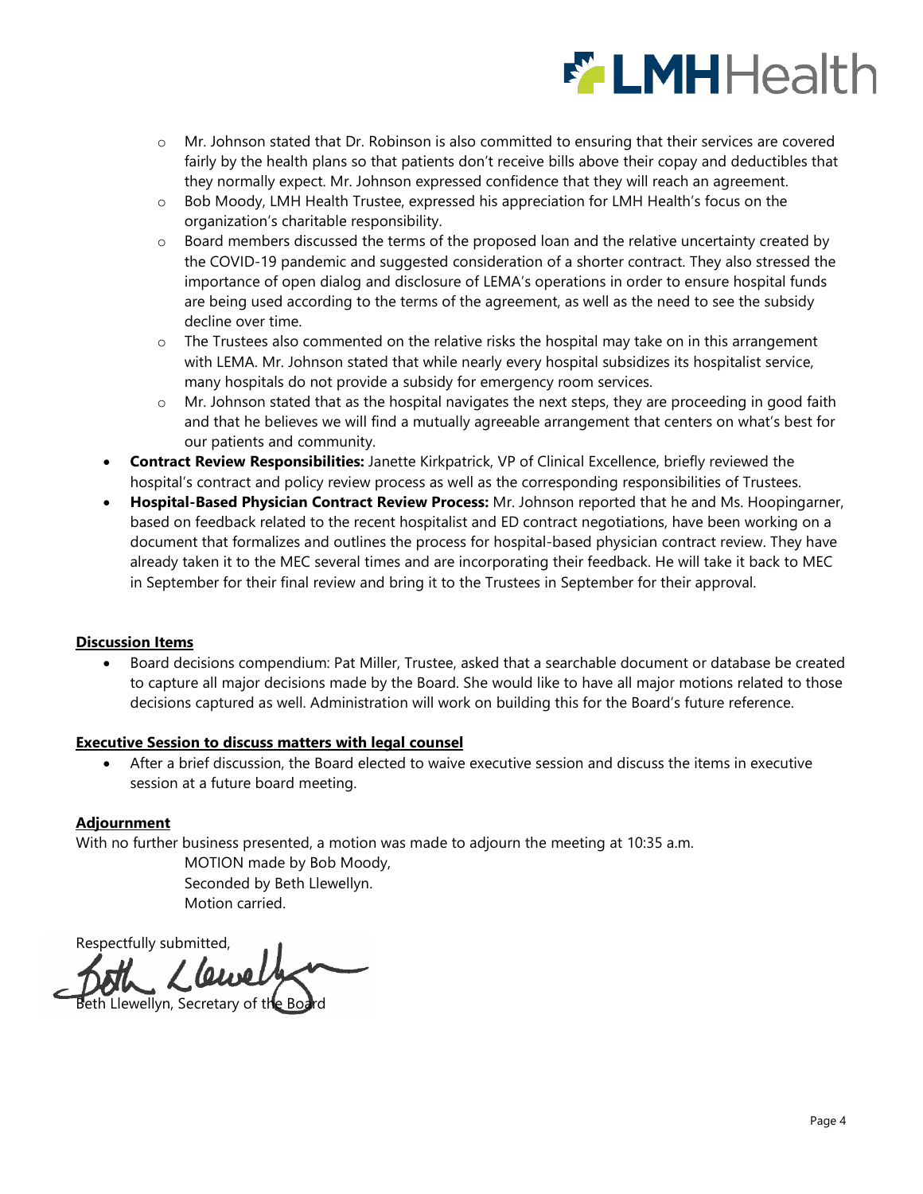- Mr. Johnson stated that Dr. Robinson is also committed to ensuring that their services are covered fairly by the health plans so that patients don't receive bills above their copay and deductibles that they normally expect. Mr. Johnson expressed confidence that they will reach an agreement.
  - Bob Moody, LMH Health Trustee, expressed his appreciation for LMH Health's focus on the organization's charitable responsibility.
  - Board members discussed the terms of the proposed loan and the relative uncertainty created by the COVID-19 pandemic and suggested consideration of a shorter contract. They also stressed the importance of open dialog and disclosure of LEMA's operations in order to ensure hospital funds are being used according to the terms of the agreement, as well as the need to see the subsidy decline over time.
  - The Trustees also commented on the relative risks the hospital may take on in this arrangement with LEMA. Mr. Johnson stated that while nearly every hospital subsidizes its hospitalist service, many hospitals do not provide a subsidy for emergency room services.
  - Mr. Johnson stated that as the hospital navigates the next steps, they are proceeding in good faith and that he believes we will find a mutually agreeable arrangement that centers on what's best for our patients and community.
- **Contract Review Responsibilities:** Janette Kirkpatrick, VP of Clinical Excellence, briefly reviewed the hospital's contract and policy review process as well as the corresponding responsibilities of Trustees.
- **Hospital-Based Physician Contract Review Process:** Mr. Johnson reported that he and Ms. Hoopingarner, based on feedback related to the recent hospitalist and ED contract negotiations, have been working on a document that formalizes and outlines the process for hospital-based physician contract review. They have already taken it to the MEC several times and are incorporating their feedback. He will take it back to MEC in September for their final review and bring it to the Trustees in September for their approval.

**Discussion Items**

- Board decisions compendium: Pat Miller, Trustee, asked that a searchable document or database be created to capture all major decisions made by the Board. She would like to have all major motions related to those decisions captured as well. Administration will work on building this for the Board's future reference.

**Executive Session to discuss matters with legal counsel**

- After a brief discussion, the Board elected to waive executive session and discuss the items in executive session at a future board meeting.

**Adjournment**

With no further business presented, a motion was made to adjourn the meeting at 10:35 a.m.

MOTION made by Bob Moody,
Seconded by Beth Llewellyn.
Motion carried.

Respectfully submitted,

Beth Llewellyn, Secretary of the Board